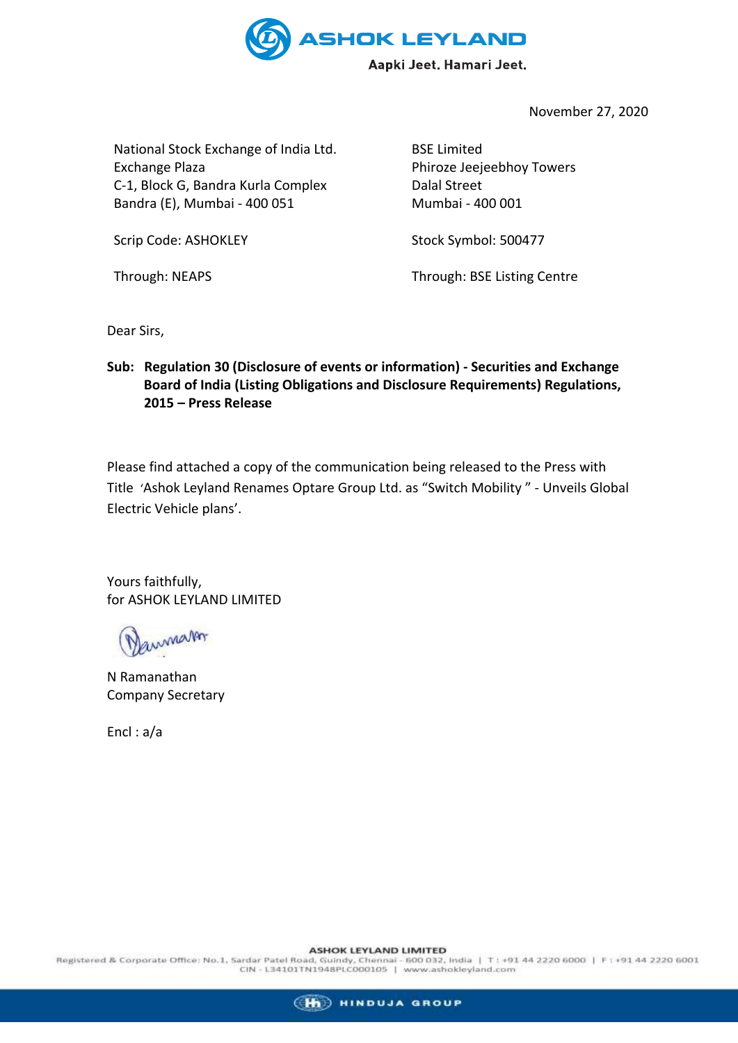November 27, 2020

National Stock Exchange of India Ltd.
Exchange Plaza
C-1, Block G, Bandra Kurla Complex
Bandra (E), Mumbai - 400 051

Scrip Code: ASHOKLEY

Through: NEAPS

BSE Limited
Phiroze Jeejeebhoy Towers
Dalal Street
Mumbai - 400 001

Stock Symbol: 500477

Through: BSE Listing Centre

Dear Sirs,

**Sub: Regulation 30 (Disclosure of events or information) - Securities and Exchange Board of India (Listing Obligations and Disclosure Requirements) Regulations, 2015 – Press Release**

Please find attached a copy of the communication being released to the Press with Title 'Ashok Leyland Renames Optare Group Ltd. as "Switch Mobility " - Unveils Global Electric Vehicle plans'.

Yours faithfully,
for ASHOK LEYLAND LIMITED

N Ramanathan
Company Secretary

Encl : a/a

**ASHOK LEYLAND LIMITED**
Registered & Corporate Office: No.1, Sardar Patel Road, Guindy, Chennai - 600 032, India | T : +91 44 2220 6000 | F : +91 44 2220 6001
CIN - L34101TN1948PLC000105 | www.ashokleyland.com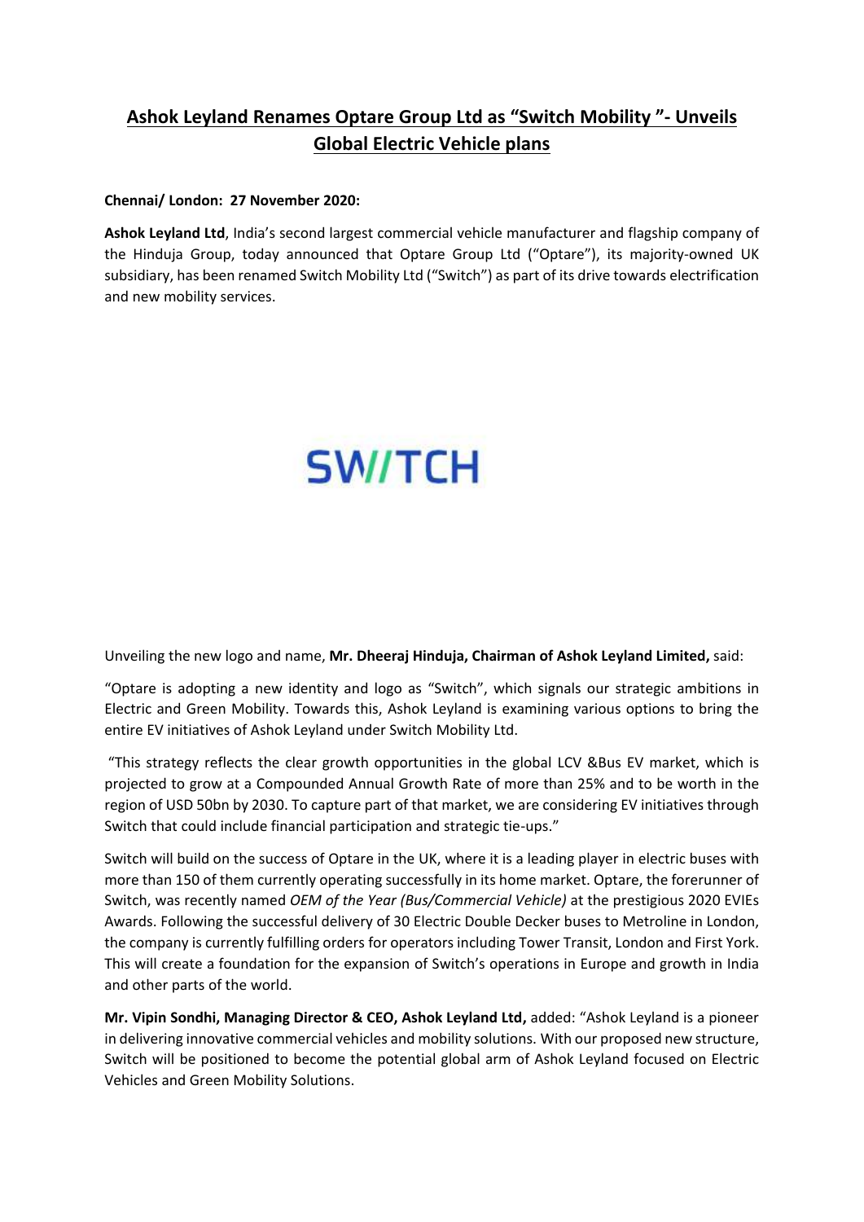# Ashok Leyland Renames Optare Group Ltd as "Switch Mobility "- Unveils Global Electric Vehicle plans

**Chennai/ London: 27 November 2020:**

**Ashok Leyland Ltd**, India's second largest commercial vehicle manufacturer and flagship company of the Hinduja Group, today announced that Optare Group Ltd ("Optare"), its majority-owned UK subsidiary, has been renamed Switch Mobility Ltd ("Switch") as part of its drive towards electrification and new mobility services.

SW//TCH

Unveiling the new logo and name, **Mr. Dheeraj Hinduja, Chairman of Ashok Leyland Limited,** said:

"Optare is adopting a new identity and logo as "Switch", which signals our strategic ambitions in Electric and Green Mobility. Towards this, Ashok Leyland is examining various options to bring the entire EV initiatives of Ashok Leyland under Switch Mobility Ltd.

"This strategy reflects the clear growth opportunities in the global LCV &Bus EV market, which is projected to grow at a Compounded Annual Growth Rate of more than 25% and to be worth in the region of USD 50bn by 2030. To capture part of that market, we are considering EV initiatives through Switch that could include financial participation and strategic tie-ups."

Switch will build on the success of Optare in the UK, where it is a leading player in electric buses with more than 150 of them currently operating successfully in its home market. Optare, the forerunner of Switch, was recently named *OEM of the Year (Bus/Commercial Vehicle)* at the prestigious 2020 EVIEs Awards. Following the successful delivery of 30 Electric Double Decker buses to Metroline in London, the company is currently fulfilling orders for operators including Tower Transit, London and First York. This will create a foundation for the expansion of Switch's operations in Europe and growth in India and other parts of the world.

**Mr. Vipin Sondhi, Managing Director & CEO, Ashok Leyland Ltd,** added: "Ashok Leyland is a pioneer in delivering innovative commercial vehicles and mobility solutions. With our proposed new structure, Switch will be positioned to become the potential global arm of Ashok Leyland focused on Electric Vehicles and Green Mobility Solutions.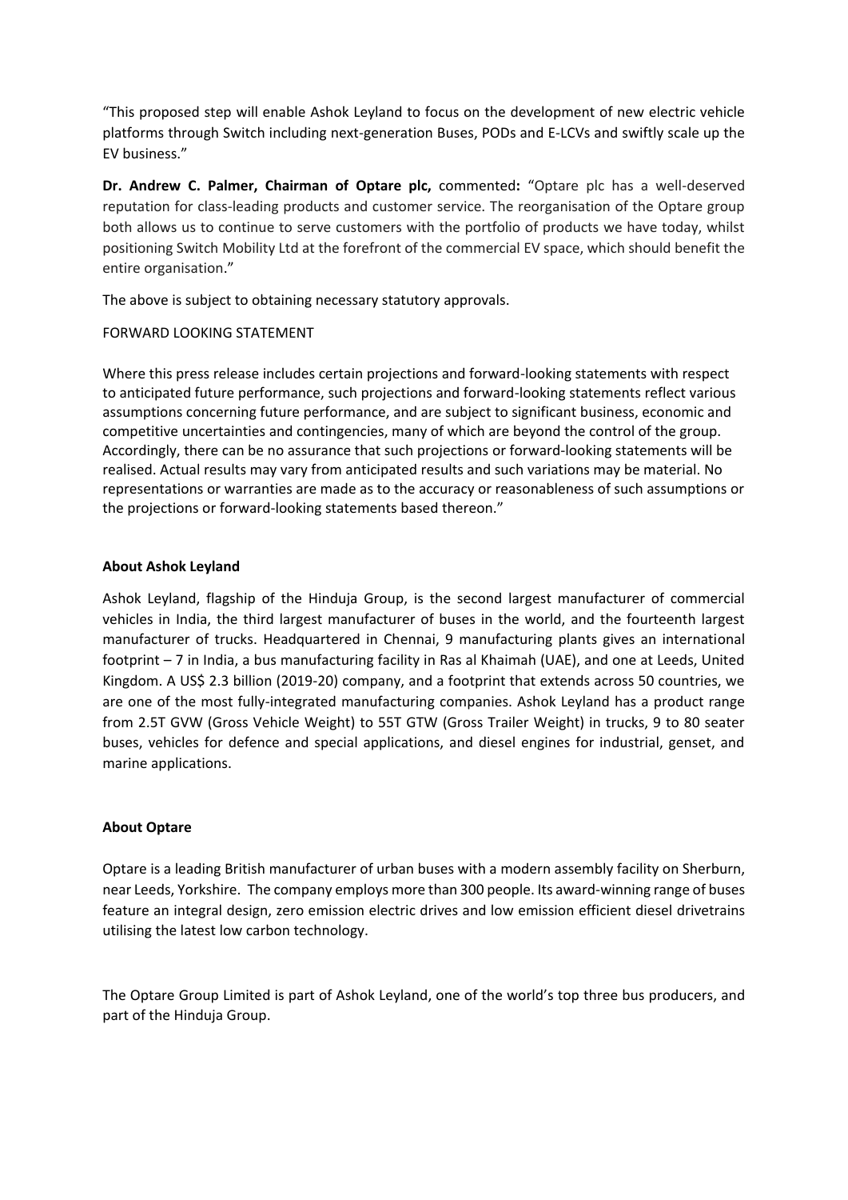"This proposed step will enable Ashok Leyland to focus on the development of new electric vehicle platforms through Switch including next-generation Buses, PODs and E-LCVs and swiftly scale up the EV business."

**Dr. Andrew C. Palmer, Chairman of Optare plc,** commented**:** "Optare plc has a well-deserved reputation for class-leading products and customer service. The reorganisation of the Optare group both allows us to continue to serve customers with the portfolio of products we have today, whilst positioning Switch Mobility Ltd at the forefront of the commercial EV space, which should benefit the entire organisation."

The above is subject to obtaining necessary statutory approvals.

FORWARD LOOKING STATEMENT

Where this press release includes certain projections and forward-looking statements with respect to anticipated future performance, such projections and forward-looking statements reflect various assumptions concerning future performance, and are subject to significant business, economic and competitive uncertainties and contingencies, many of which are beyond the control of the group. Accordingly, there can be no assurance that such projections or forward-looking statements will be realised. Actual results may vary from anticipated results and such variations may be material. No representations or warranties are made as to the accuracy or reasonableness of such assumptions or the projections or forward-looking statements based thereon."

**About Ashok Leyland**

Ashok Leyland, flagship of the Hinduja Group, is the second largest manufacturer of commercial vehicles in India, the third largest manufacturer of buses in the world, and the fourteenth largest manufacturer of trucks. Headquartered in Chennai, 9 manufacturing plants gives an international footprint – 7 in India, a bus manufacturing facility in Ras al Khaimah (UAE), and one at Leeds, United Kingdom. A US$ 2.3 billion (2019-20) company, and a footprint that extends across 50 countries, we are one of the most fully-integrated manufacturing companies. Ashok Leyland has a product range from 2.5T GVW (Gross Vehicle Weight) to 55T GTW (Gross Trailer Weight) in trucks, 9 to 80 seater buses, vehicles for defence and special applications, and diesel engines for industrial, genset, and marine applications.

**About Optare**

Optare is a leading British manufacturer of urban buses with a modern assembly facility on Sherburn, near Leeds, Yorkshire. The company employs more than 300 people. Its award-winning range of buses feature an integral design, zero emission electric drives and low emission efficient diesel drivetrains utilising the latest low carbon technology.

The Optare Group Limited is part of Ashok Leyland, one of the world's top three bus producers, and part of the Hinduja Group.